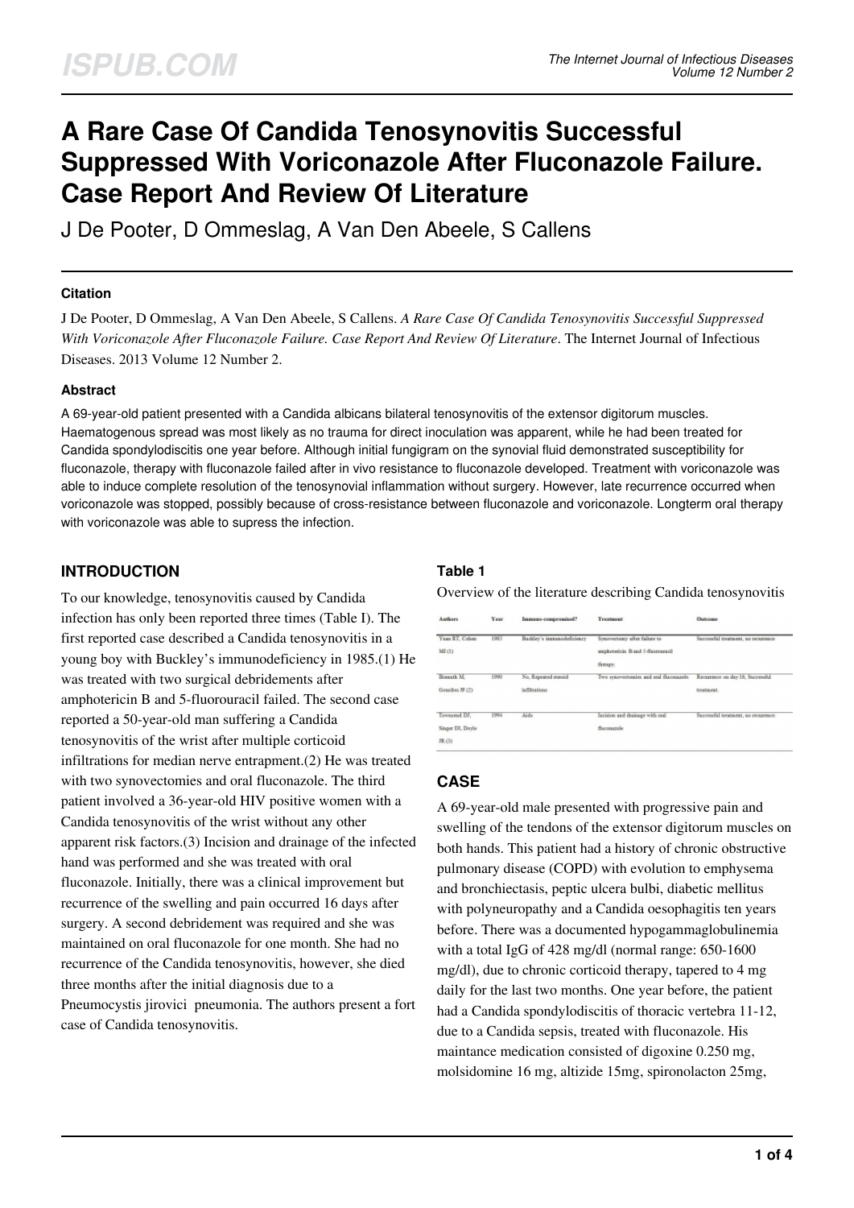# A Rare Case Of Candida Tenosynovitis Successful Suppressed With Voriconazole After Fluconazole Failure. Case Report And Review Of Literature

J De Pooter, D Ommeslag, A Van Den Abeele, S Callens

## Citation

J De Pooter, D Ommeslag, A Van Den Abeele, S Callens. *A Rare Case Of Candida Tenosynovitis Successful Suppressed With Voriconazole After Fluconazole Failure. Case Report And Review Of Literature*. The Internet Journal of Infectious Diseases. 2013 Volume 12 Number 2.

## Abstract

A 69-year-old patient presented with a Candida albicans bilateral tenosynovitis of the extensor digitorum muscles. Haematogenous spread was most likely as no trauma for direct inoculation was apparent, while he had been treated for Candida spondylodiscitis one year before. Although initial fungigram on the synovial fluid demonstrated susceptibility for fluconazole, therapy with fluconazole failed after in vivo resistance to fluconazole developed. Treatment with voriconazole was able to induce complete resolution of the tenosynovial inflammation without surgery. However, late recurrence occurred when voriconazole was stopped, possibly because of cross-resistance between fluconazole and voriconazole. Longterm oral therapy with voriconazole was able to supress the infection.

## INTRODUCTION

To our knowledge, tenosynovitis caused by Candida infection has only been reported three times (Table I). The first reported case described a Candida tenosynovitis in a young boy with Buckley's immunodeficiency in 1985.(1) He was treated with two surgical debridements after amphotericin B and 5-fluorouracil failed. The second case reported a 50-year-old man suffering a Candida tenosynovitis of the wrist after multiple corticoid infiltrations for median nerve entrapment.(2) He was treated with two synovectomies and oral fluconazole. The third patient involved a 36-year-old HIV positive women with a Candida tenosynovitis of the wrist without any other apparent risk factors.(3) Incision and drainage of the infected hand was performed and she was treated with oral fluconazole. Initially, there was a clinical improvement but recurrence of the swelling and pain occurred 16 days after surgery. A second debridement was required and she was maintained on oral fluconazole for one month. She had no recurrence of the Candida tenosynovitis, however, she died three months after the initial diagnosis due to a Pneumocystis jirovici pneumonia. The authors present a fort case of Candida tenosynovitis.

### Table 1

Overview of the literature describing Candida tenosynovitis

| Authors | Year | Immuno-compromised? | Treatment | Outcome |
| --- | --- | --- | --- | --- |
| Yuan RT, Cohen MJ (1) | 1985 | Buckley's immunodeficiency | Synovectomy after failure to amphotericin B and 5-fluorouracil therapy. | Successful treatment, no recurrence |
| Blumeth M, Gourdou JF (2) | 1990 | No, Repeated steroid infiltrations | Two synovectomies and oral fluconazole. | Recurrence on day 16, Successful treatment. |
| Townsend DJ, Singer DI, Doyle JR (3) | 1994 | Aids | Incision and drainage with oral fluconazole | Successful treatment, no recurrence. |

## CASE

A 69-year-old male presented with progressive pain and swelling of the tendons of the extensor digitorum muscles on both hands. This patient had a history of chronic obstructive pulmonary disease (COPD) with evolution to emphysema and bronchiectasis, peptic ulcera bulbi, diabetic mellitus with polyneuropathy and a Candida oesophagitis ten years before. There was a documented hypogammaglobulinemia with a total IgG of 428 mg/dl (normal range: 650-1600 mg/dl), due to chronic corticoid therapy, tapered to 4 mg daily for the last two months. One year before, the patient had a Candida spondylodiscitis of thoracic vertebra 11-12, due to a Candida sepsis, treated with fluconazole. His maintance medication consisted of digoxine 0.250 mg, molsidomine 16 mg, altizide 15mg, spironolacton 25mg,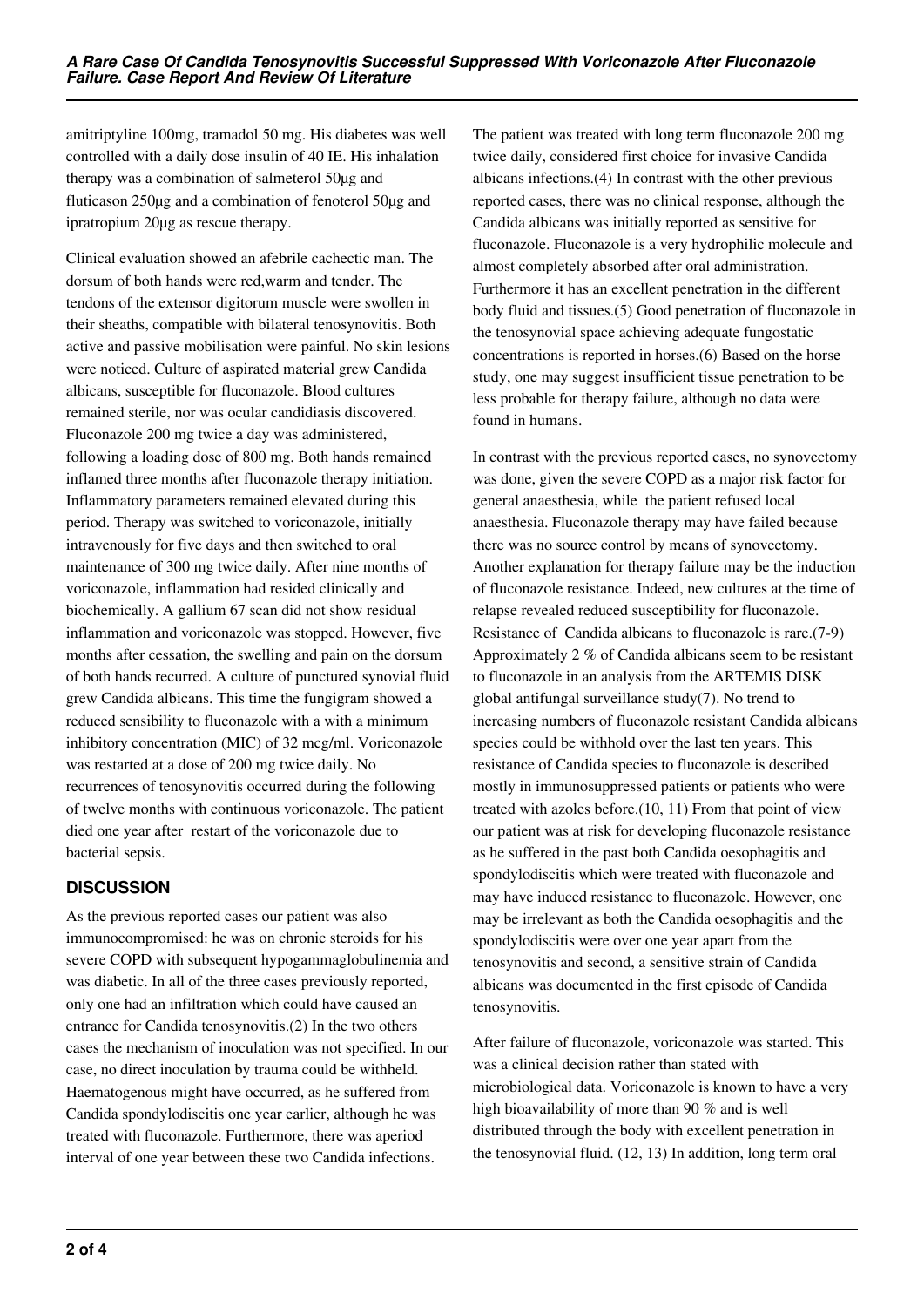amitriptyline 100mg, tramadol 50 mg. His diabetes was well controlled with a daily dose insulin of 40 IE. His inhalation therapy was a combination of salmeterol 50µg and fluticason 250µg and a combination of fenoterol 50µg and ipratropium 20µg as rescue therapy.

Clinical evaluation showed an afebrile cachectic man. The dorsum of both hands were red,warm and tender. The tendons of the extensor digitorum muscle were swollen in their sheaths, compatible with bilateral tenosynovitis. Both active and passive mobilisation were painful. No skin lesions were noticed. Culture of aspirated material grew Candida albicans, susceptible for fluconazole. Blood cultures remained sterile, nor was ocular candidiasis discovered. Fluconazole 200 mg twice a day was administered, following a loading dose of 800 mg. Both hands remained inflamed three months after fluconazole therapy initiation. Inflammatory parameters remained elevated during this period. Therapy was switched to voriconazole, initially intravenously for five days and then switched to oral maintenance of 300 mg twice daily. After nine months of voriconazole, inflammation had resided clinically and biochemically. A gallium 67 scan did not show residual inflammation and voriconazole was stopped. However, five months after cessation, the swelling and pain on the dorsum of both hands recurred. A culture of punctured synovial fluid grew Candida albicans. This time the fungigram showed a reduced sensibility to fluconazole with a with a minimum inhibitory concentration (MIC) of 32 mcg/ml. Voriconazole was restarted at a dose of 200 mg twice daily. No recurrences of tenosynovitis occurred during the following of twelve months with continuous voriconazole. The patient died one year after restart of the voriconazole due to bacterial sepsis.

## DISCUSSION

As the previous reported cases our patient was also immunocompromised: he was on chronic steroids for his severe COPD with subsequent hypogammaglobulinemia and was diabetic. In all of the three cases previously reported, only one had an infiltration which could have caused an entrance for Candida tenosynovitis.(2) In the two others cases the mechanism of inoculation was not specified. In our case, no direct inoculation by trauma could be withheld. Haematogenous might have occurred, as he suffered from Candida spondylodiscitis one year earlier, although he was treated with fluconazole. Furthermore, there was aperiod interval of one year between these two Candida infections.

The patient was treated with long term fluconazole 200 mg twice daily, considered first choice for invasive Candida albicans infections.(4) In contrast with the other previous reported cases, there was no clinical response, although the Candida albicans was initially reported as sensitive for fluconazole. Fluconazole is a very hydrophilic molecule and almost completely absorbed after oral administration. Furthermore it has an excellent penetration in the different body fluid and tissues.(5) Good penetration of fluconazole in the tenosynovial space achieving adequate fungostatic concentrations is reported in horses.(6) Based on the horse study, one may suggest insufficient tissue penetration to be less probable for therapy failure, although no data were found in humans.

In contrast with the previous reported cases, no synovectomy was done, given the severe COPD as a major risk factor for general anaesthesia, while the patient refused local anaesthesia. Fluconazole therapy may have failed because there was no source control by means of synovectomy. Another explanation for therapy failure may be the induction of fluconazole resistance. Indeed, new cultures at the time of relapse revealed reduced susceptibility for fluconazole. Resistance of Candida albicans to fluconazole is rare.(7-9) Approximately 2 % of Candida albicans seem to be resistant to fluconazole in an analysis from the ARTEMIS DISK global antifungal surveillance study(7). No trend to increasing numbers of fluconazole resistant Candida albicans species could be withhold over the last ten years. This resistance of Candida species to fluconazole is described mostly in immunosuppressed patients or patients who were treated with azoles before.(10, 11) From that point of view our patient was at risk for developing fluconazole resistance as he suffered in the past both Candida oesophagitis and spondylodiscitis which were treated with fluconazole and may have induced resistance to fluconazole. However, one may be irrelevant as both the Candida oesophagitis and the spondylodiscitis were over one year apart from the tenosynovitis and second, a sensitive strain of Candida albicans was documented in the first episode of Candida tenosynovitis.

After failure of fluconazole, voriconazole was started. This was a clinical decision rather than stated with microbiological data. Voriconazole is known to have a very high bioavailability of more than 90 % and is well distributed through the body with excellent penetration in the tenosynovial fluid. (12, 13) In addition, long term oral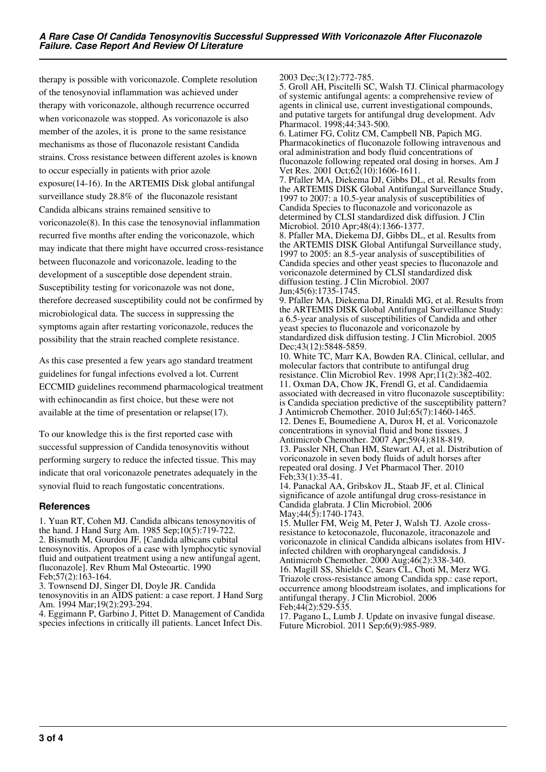therapy is possible with voriconazole. Complete resolution of the tenosynovial inflammation was achieved under therapy with voriconazole, although recurrence occurred when voriconazole was stopped. As voriconazole is also member of the azoles, it is prone to the same resistance mechanisms as those of fluconazole resistant Candida strains. Cross resistance between different azoles is known to occur especially in patients with prior azole exposure(14-16). In the ARTEMIS Disk global antifungal surveillance study 28.8% of the fluconazole resistant Candida albicans strains remained sensitive to voriconazole(8). In this case the tenosynovial inflammation recurred five months after ending the voriconazole, which may indicate that there might have occurred cross-resistance between fluconazole and voriconazole, leading to the development of a susceptible dose dependent strain. Susceptibility testing for voriconazole was not done, therefore decreased susceptibility could not be confirmed by microbiological data. The success in suppressing the symptoms again after restarting voriconazole, reduces the possibility that the strain reached complete resistance.

As this case presented a few years ago standard treatment guidelines for fungal infections evolved a lot. Current ECCMID guidelines recommend pharmacological treatment with echinocandin as first choice, but these were not available at the time of presentation or relapse(17).

To our knowledge this is the first reported case with successful suppression of Candida tenosynovitis without performing surgery to reduce the infected tissue. This may indicate that oral voriconazole penetrates adequately in the synovial fluid to reach fungostatic concentrations.

## References

1. Yuan RT, Cohen MJ. Candida albicans tenosynovitis of the hand. J Hand Surg Am. 1985 Sep;10(5):719-722.
2. Bismuth M, Gourdou JF. [Candida albicans cubital tenosynovitis. Apropos of a case with lymphocytic synovial fluid and outpatient treatment using a new antifungal agent, fluconazole]. Rev Rhum Mal Osteoartic. 1990 Feb;57(2):163-164.
3. Townsend DJ, Singer DI, Doyle JR. Candida tenosynovitis in an AIDS patient: a case report. J Hand Surg Am. 1994 Mar;19(2):293-294.
4. Eggimann P, Garbino J, Pittet D. Management of Candida species infections in critically ill patients. Lancet Infect Dis. 2003 Dec;3(12):772-785.
5. Groll AH, Piscitelli SC, Walsh TJ. Clinical pharmacology of systemic antifungal agents: a comprehensive review of agents in clinical use, current investigational compounds, and putative targets for antifungal drug development. Adv Pharmacol. 1998;44:343-500.
6. Latimer FG, Colitz CM, Campbell NB, Papich MG. Pharmacokinetics of fluconazole following intravenous and oral administration and body fluid concentrations of fluconazole following repeated oral dosing in horses. Am J Vet Res. 2001 Oct;62(10):1606-1611.
7. Pfaller MA, Diekema DJ, Gibbs DL, et al. Results from the ARTEMIS DISK Global Antifungal Surveillance Study, 1997 to 2007: a 10.5-year analysis of susceptibilities of Candida Species to fluconazole and voriconazole as determined by CLSI standardized disk diffusion. J Clin Microbiol. 2010 Apr;48(4):1366-1377.
8. Pfaller MA, Diekema DJ, Gibbs DL, et al. Results from the ARTEMIS DISK Global Antifungal Surveillance study, 1997 to 2005: an 8.5-year analysis of susceptibilities of Candida species and other yeast species to fluconazole and voriconazole determined by CLSI standardized disk diffusion testing. J Clin Microbiol. 2007 Jun;45(6):1735-1745.
9. Pfaller MA, Diekema DJ, Rinaldi MG, et al. Results from the ARTEMIS DISK Global Antifungal Surveillance Study: a 6.5-year analysis of susceptibilities of Candida and other yeast species to fluconazole and voriconazole by standardized disk diffusion testing. J Clin Microbiol. 2005 Dec;43(12):5848-5859.
10. White TC, Marr KA, Bowden RA. Clinical, cellular, and molecular factors that contribute to antifungal drug resistance. Clin Microbiol Rev. 1998 Apr;11(2):382-402.
11. Oxman DA, Chow JK, Frendl G, et al. Candidaemia associated with decreased in vitro fluconazole susceptibility: is Candida speciation predictive of the susceptibility pattern? J Antimicrob Chemother. 2010 Jul;65(7):1460-1465.
12. Denes E, Boumediene A, Durox H, et al. Voriconazole concentrations in synovial fluid and bone tissues. J Antimicrob Chemother. 2007 Apr;59(4):818-819.
13. Passler NH, Chan HM, Stewart AJ, et al. Distribution of voriconazole in seven body fluids of adult horses after repeated oral dosing. J Vet Pharmacol Ther. 2010 Feb;33(1):35-41.
14. Panackal AA, Gribskov JL, Staab JF, et al. Clinical significance of azole antifungal drug cross-resistance in Candida glabrata. J Clin Microbiol. 2006 May;44(5):1740-1743.
15. Muller FM, Weig M, Peter J, Walsh TJ. Azole cross-resistance to ketoconazole, fluconazole, itraconazole and voriconazole in clinical Candida albicans isolates from HIV-infected children with oropharyngeal candidosis. J Antimicrob Chemother. 2000 Aug;46(2):338-340.
16. Magill SS, Shields C, Sears CL, Choti M, Merz WG. Triazole cross-resistance among Candida spp.: case report, occurrence among bloodstream isolates, and implications for antifungal therapy. J Clin Microbiol. 2006 Feb;44(2):529-535.
17. Pagano L, Lumb J. Update on invasive fungal disease. Future Microbiol. 2011 Sep;6(9):985-989.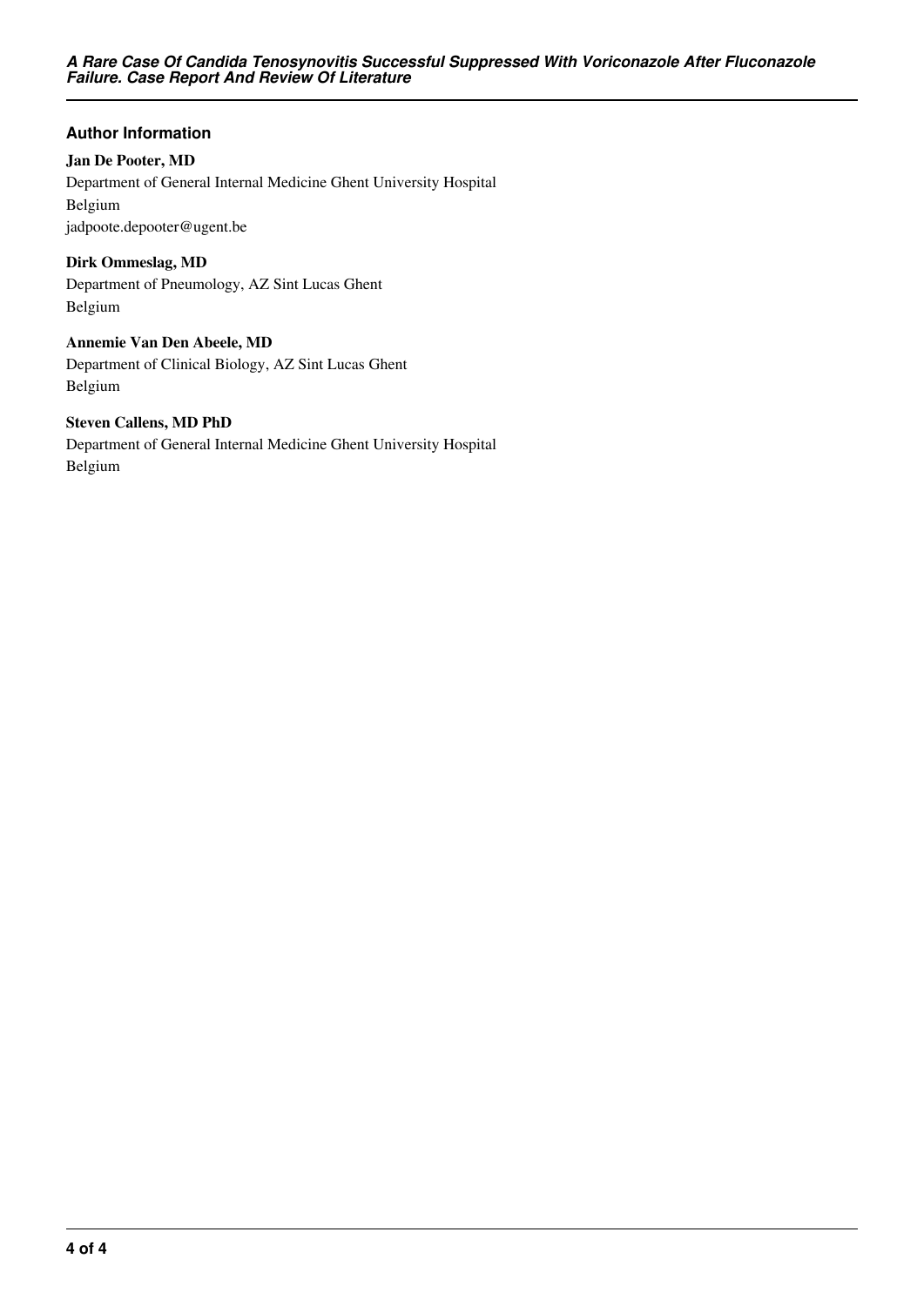### Author Information

**Jan De Pooter, MD**
Department of General Internal Medicine Ghent University Hospital
Belgium
jadpoote.depooter@ugent.be

**Dirk Ommeslag, MD**
Department of Pneumology, AZ Sint Lucas Ghent
Belgium

**Annemie Van Den Abeele, MD**
Department of Clinical Biology, AZ Sint Lucas Ghent
Belgium

**Steven Callens, MD PhD**
Department of General Internal Medicine Ghent University Hospital
Belgium